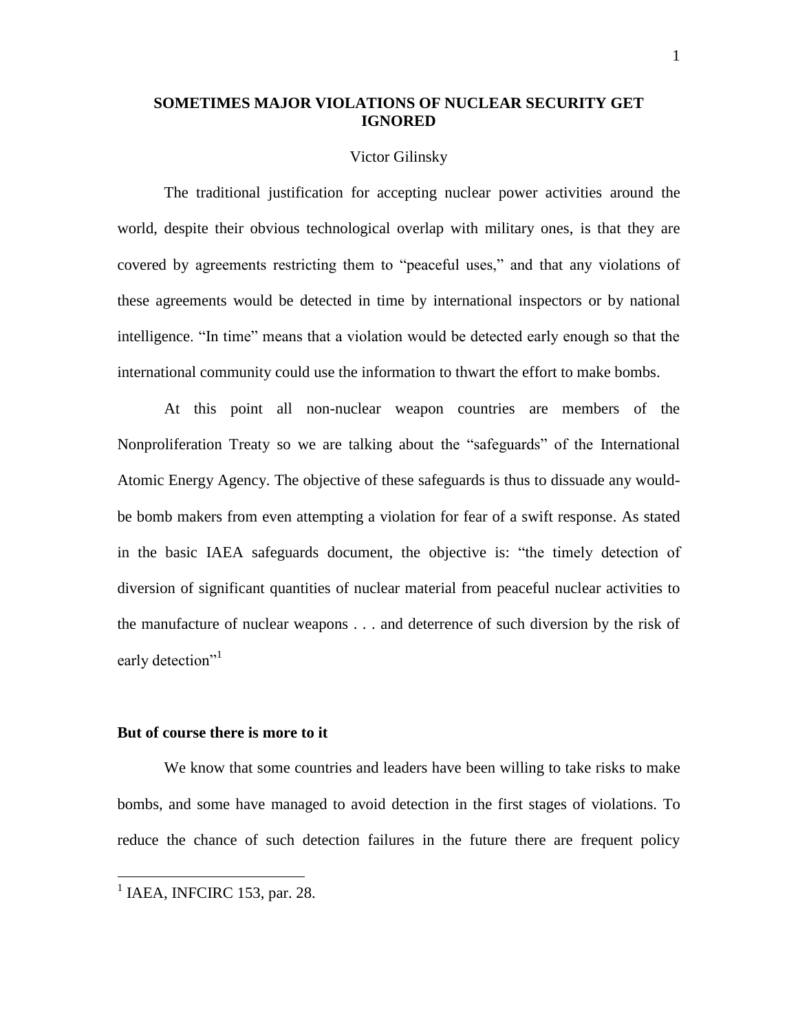# SOMETIMES MAJOR VIOLATIONS OF NUCLEAR SECURITY GET IGNORED

Victor Gilinsky

The traditional justification for accepting nuclear power activities around the world, despite their obvious technological overlap with military ones, is that they are covered by agreements restricting them to "peaceful uses," and that any violations of these agreements would be detected in time by international inspectors or by national intelligence. "In time" means that a violation would be detected early enough so that the international community could use the information to thwart the effort to make bombs.

At this point all non-nuclear weapon countries are members of the Nonproliferation Treaty so we are talking about the "safeguards" of the International Atomic Energy Agency. The objective of these safeguards is thus to dissuade any would-be bomb makers from even attempting a violation for fear of a swift response. As stated in the basic IAEA safeguards document, the objective is: "the timely detection of diversion of significant quantities of nuclear material from peaceful nuclear activities to the manufacture of nuclear weapons . . . and deterrence of such diversion by the risk of early detection"[1]

## But of course there is more to it

We know that some countries and leaders have been willing to take risks to make bombs, and some have managed to avoid detection in the first stages of violations. To reduce the chance of such detection failures in the future there are frequent policy

[1] IAEA, INFCIRC 153, par. 28.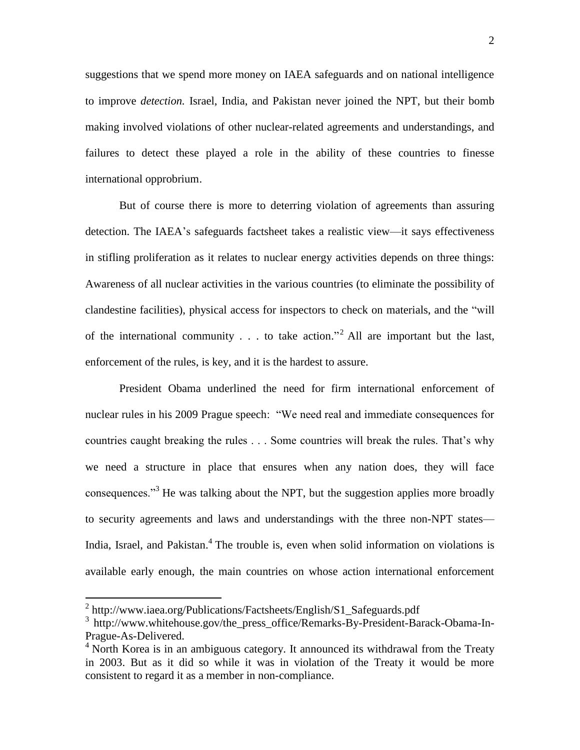suggestions that we spend more money on IAEA safeguards and on national intelligence to improve *detection.* Israel, India, and Pakistan never joined the NPT, but their bomb making involved violations of other nuclear-related agreements and understandings, and failures to detect these played a role in the ability of these countries to finesse international opprobrium.

But of course there is more to deterring violation of agreements than assuring detection. The IAEA's safeguards factsheet takes a realistic view—it says effectiveness in stifling proliferation as it relates to nuclear energy activities depends on three things: Awareness of all nuclear activities in the various countries (to eliminate the possibility of clandestine facilities), physical access for inspectors to check on materials, and the "will of the international community . . . to take action."[2] All are important but the last, enforcement of the rules, is key, and it is the hardest to assure.

President Obama underlined the need for firm international enforcement of nuclear rules in his 2009 Prague speech: "We need real and immediate consequences for countries caught breaking the rules . . . Some countries will break the rules. That's why we need a structure in place that ensures when any nation does, they will face consequences."[3] He was talking about the NPT, but the suggestion applies more broadly to security agreements and laws and understandings with the three non-NPT states—India, Israel, and Pakistan.[4] The trouble is, even when solid information on violations is available early enough, the main countries on whose action international enforcement

---

[2] http://www.iaea.org/Publications/Factsheets/English/S1_Safeguards.pdf

[3] http://www.whitehouse.gov/the_press_office/Remarks-By-President-Barack-Obama-In-Prague-As-Delivered.

[4] North Korea is in an ambiguous category. It announced its withdrawal from the Treaty in 2003. But as it did so while it was in violation of the Treaty it would be more consistent to regard it as a member in non-compliance.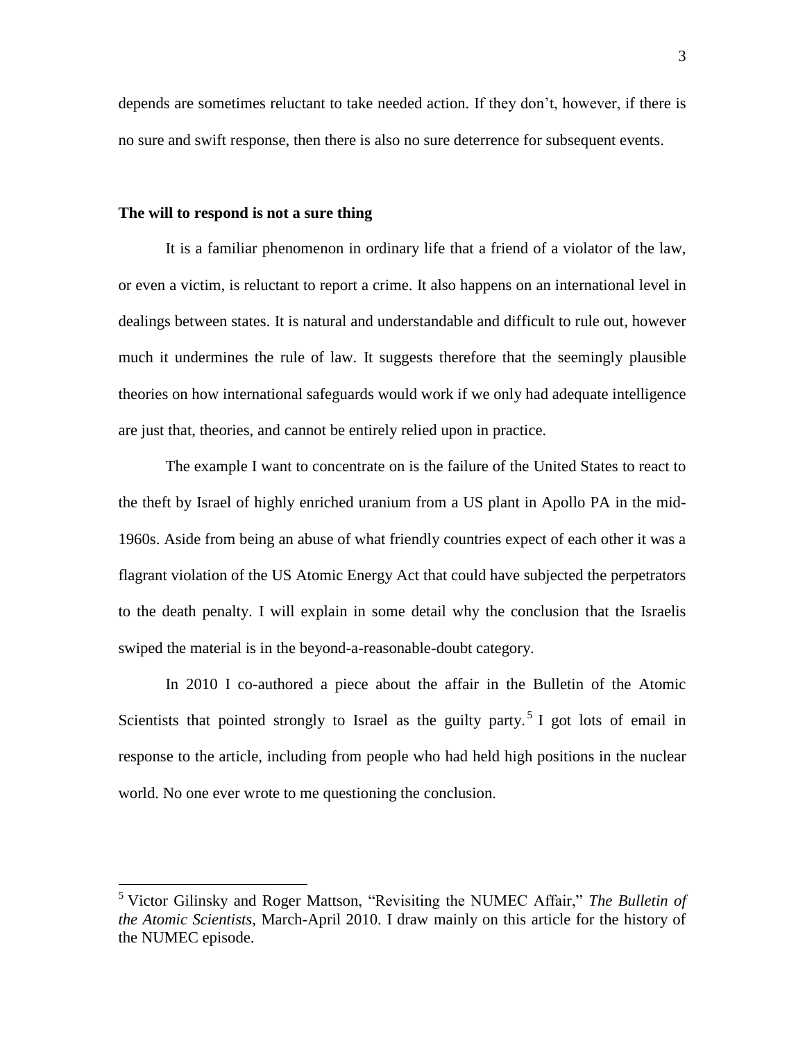depends are sometimes reluctant to take needed action. If they don't, however, if there is no sure and swift response, then there is also no sure deterrence for subsequent events.

**The will to respond is not a sure thing**

It is a familiar phenomenon in ordinary life that a friend of a violator of the law, or even a victim, is reluctant to report a crime. It also happens on an international level in dealings between states. It is natural and understandable and difficult to rule out, however much it undermines the rule of law. It suggests therefore that the seemingly plausible theories on how international safeguards would work if we only had adequate intelligence are just that, theories, and cannot be entirely relied upon in practice.

The example I want to concentrate on is the failure of the United States to react to the theft by Israel of highly enriched uranium from a US plant in Apollo PA in the mid-1960s. Aside from being an abuse of what friendly countries expect of each other it was a flagrant violation of the US Atomic Energy Act that could have subjected the perpetrators to the death penalty. I will explain in some detail why the conclusion that the Israelis swiped the material is in the beyond-a-reasonable-doubt category.

In 2010 I co-authored a piece about the affair in the Bulletin of the Atomic Scientists that pointed strongly to Israel as the guilty party.[5] I got lots of email in response to the article, including from people who had held high positions in the nuclear world. No one ever wrote to me questioning the conclusion.

---

[5] Victor Gilinsky and Roger Mattson, "Revisiting the NUMEC Affair," *The Bulletin of the Atomic Scientists*, March-April 2010. I draw mainly on this article for the history of the NUMEC episode.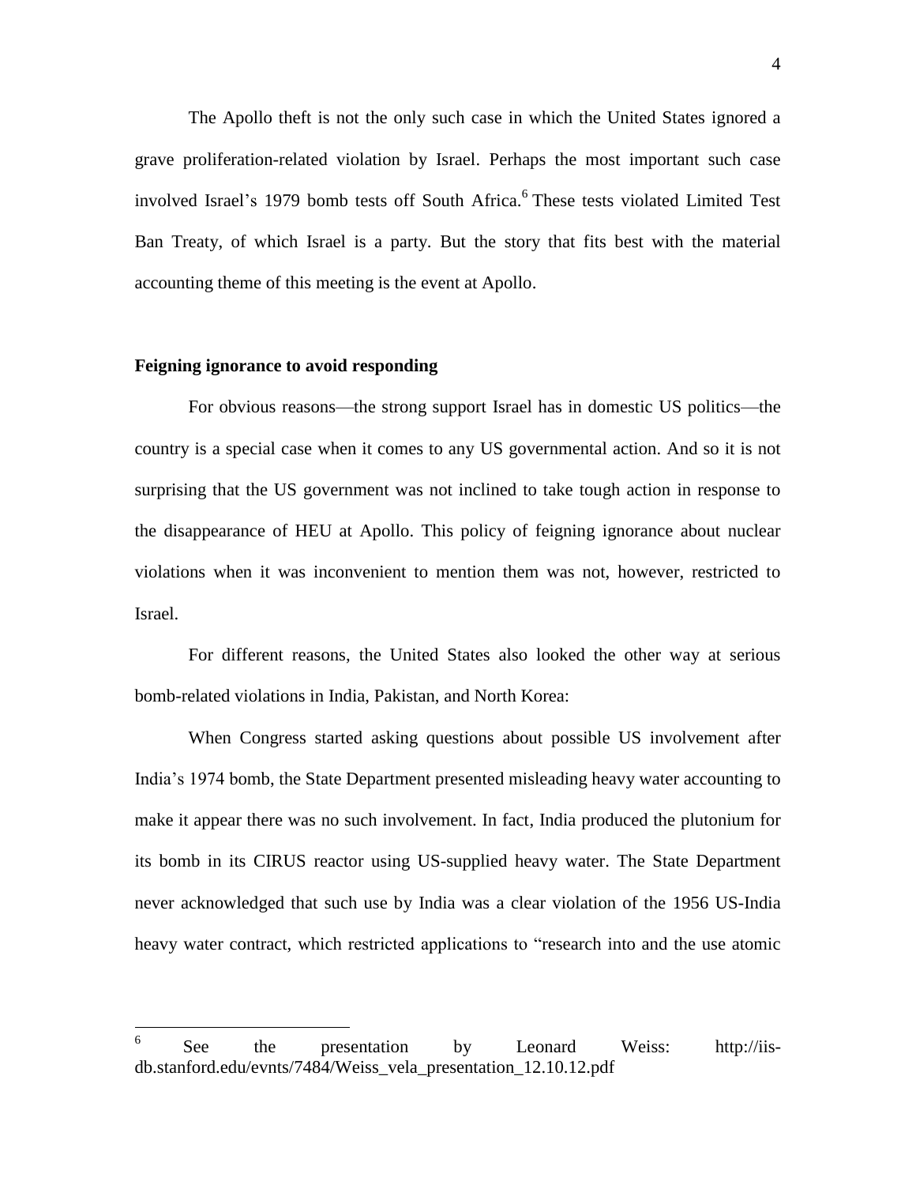The Apollo theft is not the only such case in which the United States ignored a grave proliferation-related violation by Israel. Perhaps the most important such case involved Israel's 1979 bomb tests off South Africa.[6] These tests violated Limited Test Ban Treaty, of which Israel is a party. But the story that fits best with the material accounting theme of this meeting is the event at Apollo.

**Feigning ignorance to avoid responding**

For obvious reasons—the strong support Israel has in domestic US politics—the country is a special case when it comes to any US governmental action. And so it is not surprising that the US government was not inclined to take tough action in response to the disappearance of HEU at Apollo. This policy of feigning ignorance about nuclear violations when it was inconvenient to mention them was not, however, restricted to Israel.

For different reasons, the United States also looked the other way at serious bomb-related violations in India, Pakistan, and North Korea:

When Congress started asking questions about possible US involvement after India's 1974 bomb, the State Department presented misleading heavy water accounting to make it appear there was no such involvement. In fact, India produced the plutonium for its bomb in its CIRUS reactor using US-supplied heavy water. The State Department never acknowledged that such use by India was a clear violation of the 1956 US-India heavy water contract, which restricted applications to "research into and the use atomic

---

[6] See the presentation by Leonard Weiss: http://iis-db.stanford.edu/evnts/7484/Weiss_vela_presentation_12.10.12.pdf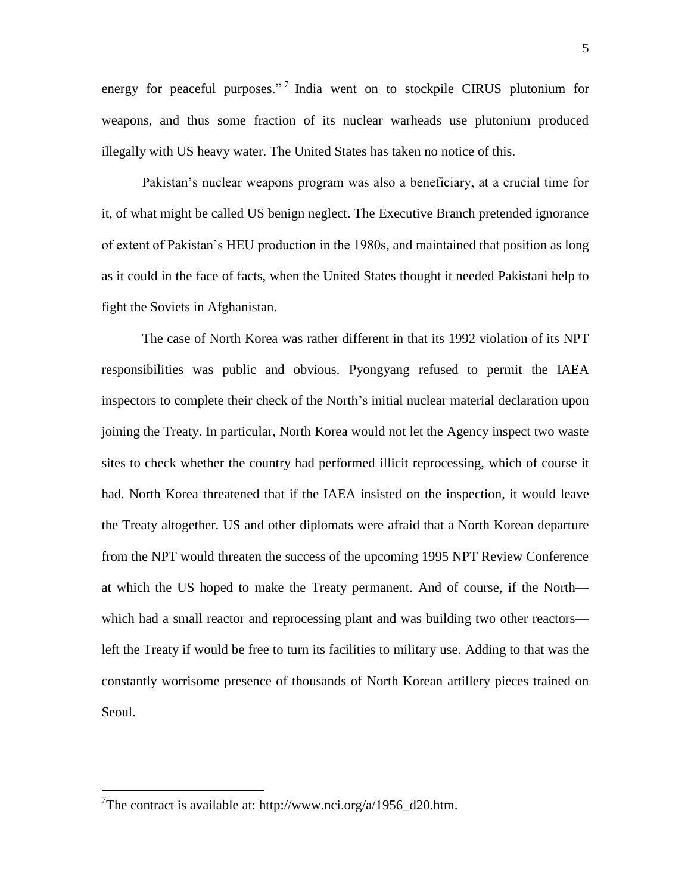energy for peaceful purposes."[7] India went on to stockpile CIRUS plutonium for weapons, and thus some fraction of its nuclear warheads use plutonium produced illegally with US heavy water. The United States has taken no notice of this.

Pakistan's nuclear weapons program was also a beneficiary, at a crucial time for it, of what might be called US benign neglect. The Executive Branch pretended ignorance of extent of Pakistan's HEU production in the 1980s, and maintained that position as long as it could in the face of facts, when the United States thought it needed Pakistani help to fight the Soviets in Afghanistan.

The case of North Korea was rather different in that its 1992 violation of its NPT responsibilities was public and obvious. Pyongyang refused to permit the IAEA inspectors to complete their check of the North's initial nuclear material declaration upon joining the Treaty. In particular, North Korea would not let the Agency inspect two waste sites to check whether the country had performed illicit reprocessing, which of course it had. North Korea threatened that if the IAEA insisted on the inspection, it would leave the Treaty altogether. US and other diplomats were afraid that a North Korean departure from the NPT would threaten the success of the upcoming 1995 NPT Review Conference at which the US hoped to make the Treaty permanent. And of course, if the North—which had a small reactor and reprocessing plant and was building two other reactors—left the Treaty if would be free to turn its facilities to military use. Adding to that was the constantly worrisome presence of thousands of North Korean artillery pieces trained on Seoul.

[7] The contract is available at: http://www.nci.org/a/1956_d20.htm.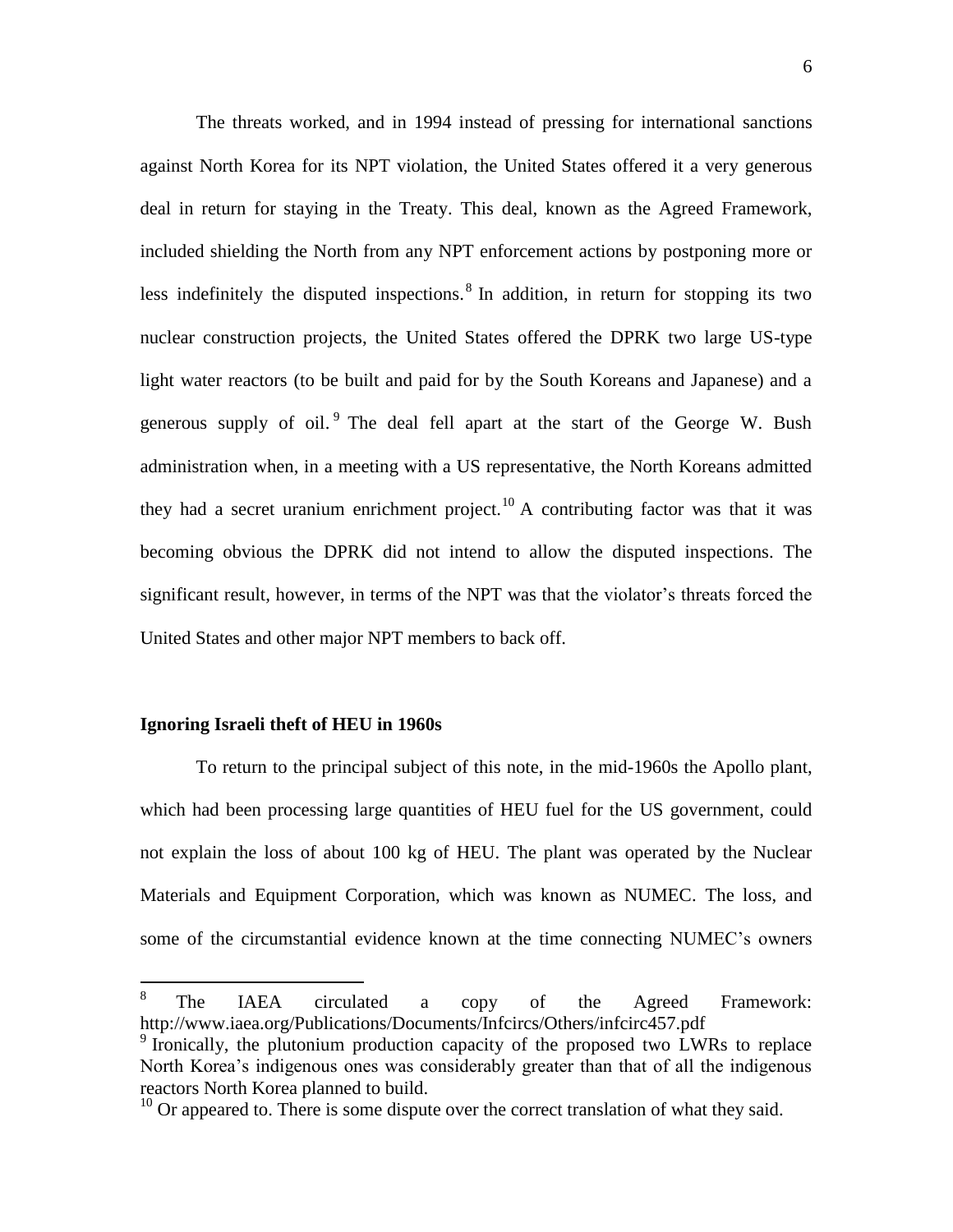The threats worked, and in 1994 instead of pressing for international sanctions against North Korea for its NPT violation, the United States offered it a very generous deal in return for staying in the Treaty. This deal, known as the Agreed Framework, included shielding the North from any NPT enforcement actions by postponing more or less indefinitely the disputed inspections.[8] In addition, in return for stopping its two nuclear construction projects, the United States offered the DPRK two large US-type light water reactors (to be built and paid for by the South Koreans and Japanese) and a generous supply of oil.[9] The deal fell apart at the start of the George W. Bush administration when, in a meeting with a US representative, the North Koreans admitted they had a secret uranium enrichment project.[10] A contributing factor was that it was becoming obvious the DPRK did not intend to allow the disputed inspections. The significant result, however, in terms of the NPT was that the violator's threats forced the United States and other major NPT members to back off.

**Ignoring Israeli theft of HEU in 1960s**

To return to the principal subject of this note, in the mid-1960s the Apollo plant, which had been processing large quantities of HEU fuel for the US government, could not explain the loss of about 100 kg of HEU. The plant was operated by the Nuclear Materials and Equipment Corporation, which was known as NUMEC. The loss, and some of the circumstantial evidence known at the time connecting NUMEC's owners

---

[8] The IAEA circulated a copy of the Agreed Framework: http://www.iaea.org/Publications/Documents/Infcircs/Others/infcirc457.pdf

[9] Ironically, the plutonium production capacity of the proposed two LWRs to replace North Korea's indigenous ones was considerably greater than that of all the indigenous reactors North Korea planned to build.

[10] Or appeared to. There is some dispute over the correct translation of what they said.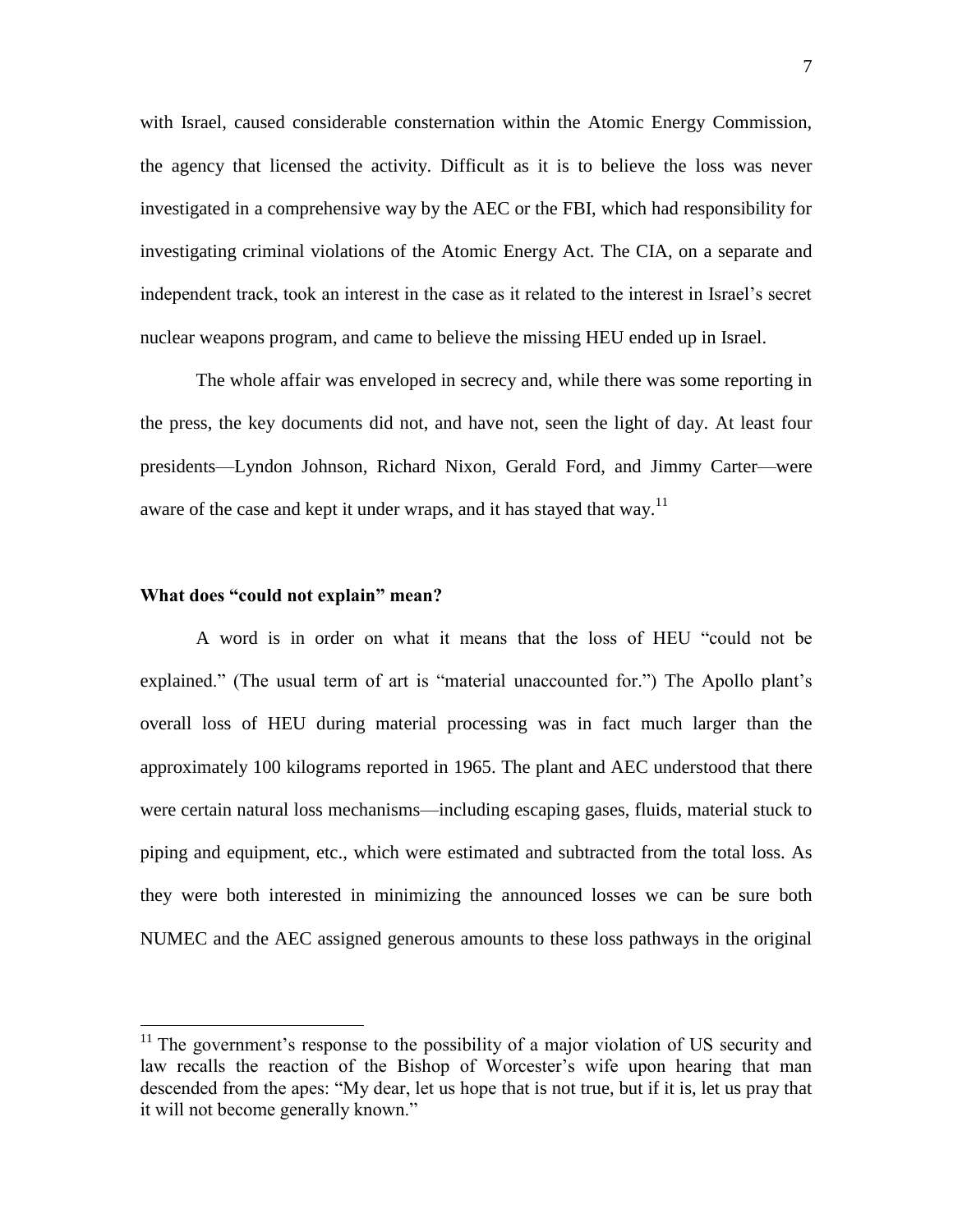with Israel, caused considerable consternation within the Atomic Energy Commission, the agency that licensed the activity. Difficult as it is to believe the loss was never investigated in a comprehensive way by the AEC or the FBI, which had responsibility for investigating criminal violations of the Atomic Energy Act. The CIA, on a separate and independent track, took an interest in the case as it related to the interest in Israel's secret nuclear weapons program, and came to believe the missing HEU ended up in Israel.

The whole affair was enveloped in secrecy and, while there was some reporting in the press, the key documents did not, and have not, seen the light of day. At least four presidents—Lyndon Johnson, Richard Nixon, Gerald Ford, and Jimmy Carter—were aware of the case and kept it under wraps, and it has stayed that way.[11]

**What does "could not explain" mean?**

A word is in order on what it means that the loss of HEU "could not be explained." (The usual term of art is "material unaccounted for.") The Apollo plant's overall loss of HEU during material processing was in fact much larger than the approximately 100 kilograms reported in 1965. The plant and AEC understood that there were certain natural loss mechanisms—including escaping gases, fluids, material stuck to piping and equipment, etc., which were estimated and subtracted from the total loss. As they were both interested in minimizing the announced losses we can be sure both NUMEC and the AEC assigned generous amounts to these loss pathways in the original

[11] The government's response to the possibility of a major violation of US security and law recalls the reaction of the Bishop of Worcester's wife upon hearing that man descended from the apes: "My dear, let us hope that is not true, but if it is, let us pray that it will not become generally known."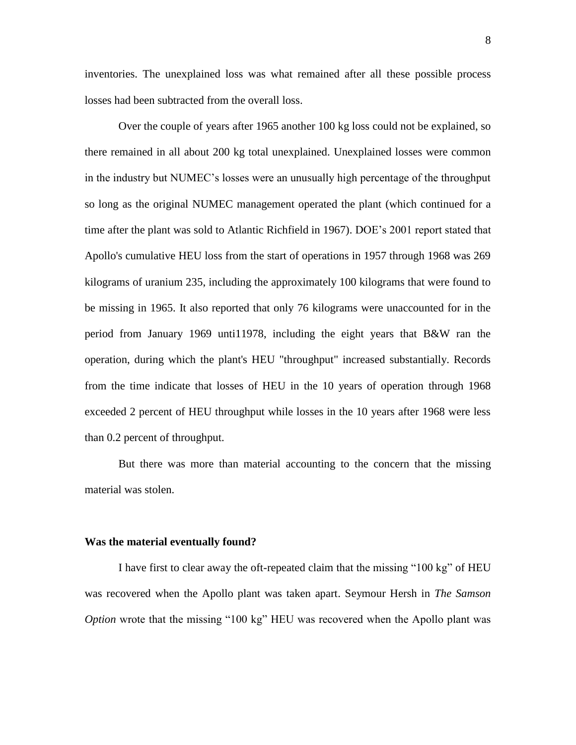inventories. The unexplained loss was what remained after all these possible process losses had been subtracted from the overall loss.

Over the couple of years after 1965 another 100 kg loss could not be explained, so there remained in all about 200 kg total unexplained. Unexplained losses were common in the industry but NUMEC's losses were an unusually high percentage of the throughput so long as the original NUMEC management operated the plant (which continued for a time after the plant was sold to Atlantic Richfield in 1967). DOE's 2001 report stated that Apollo's cumulative HEU loss from the start of operations in 1957 through 1968 was 269 kilograms of uranium 235, including the approximately 100 kilograms that were found to be missing in 1965. It also reported that only 76 kilograms were unaccounted for in the period from January 1969 unti11978, including the eight years that B&W ran the operation, during which the plant's HEU "throughput" increased substantially. Records from the time indicate that losses of HEU in the 10 years of operation through 1968 exceeded 2 percent of HEU throughput while losses in the 10 years after 1968 were less than 0.2 percent of throughput.

But there was more than material accounting to the concern that the missing material was stolen.

**Was the material eventually found?**

I have first to clear away the oft-repeated claim that the missing "100 kg" of HEU was recovered when the Apollo plant was taken apart. Seymour Hersh in *The Samson Option* wrote that the missing "100 kg" HEU was recovered when the Apollo plant was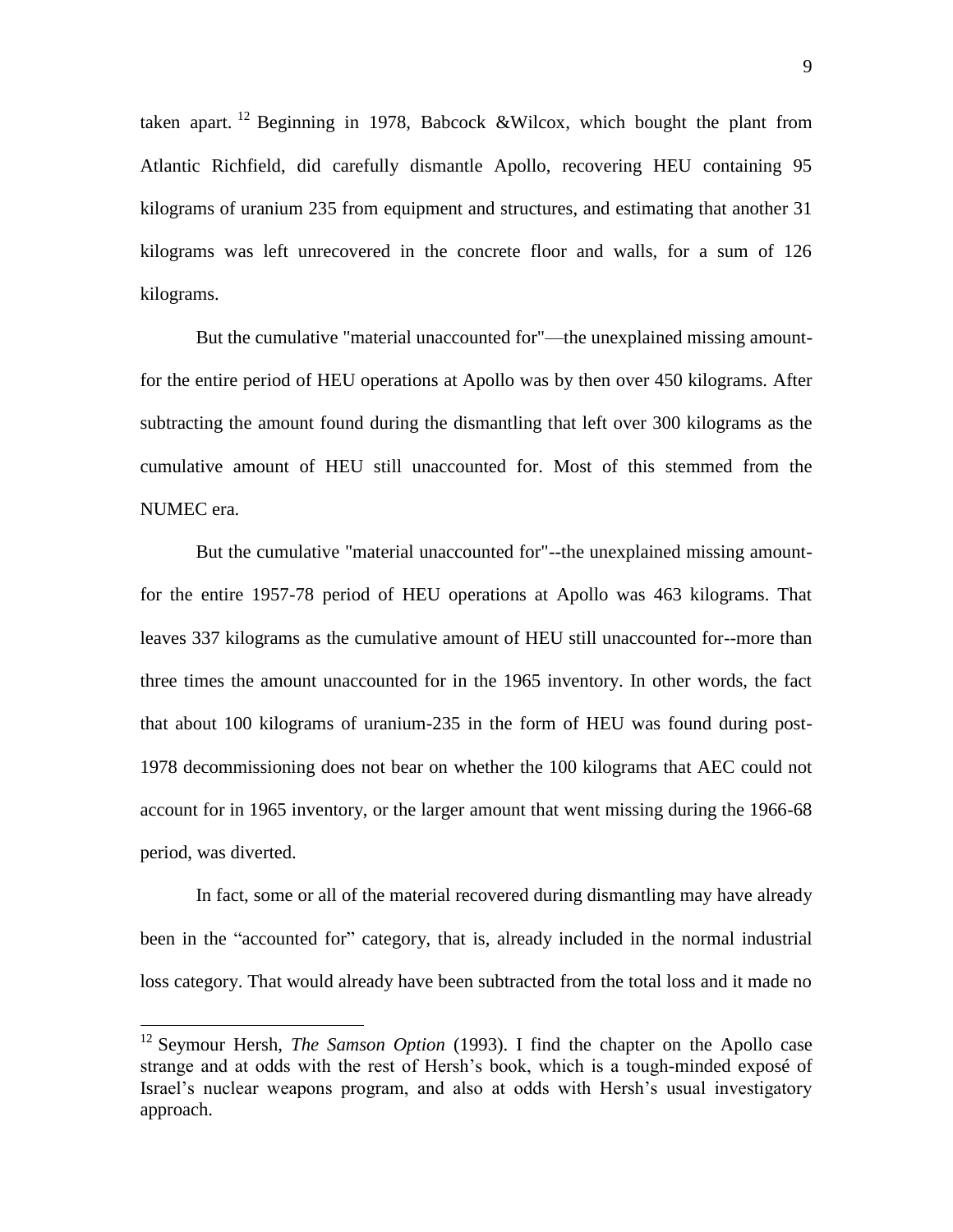taken apart. [12] Beginning in 1978, Babcock &Wilcox, which bought the plant from Atlantic Richfield, did carefully dismantle Apollo, recovering HEU containing 95 kilograms of uranium 235 from equipment and structures, and estimating that another 31 kilograms was left unrecovered in the concrete floor and walls, for a sum of 126 kilograms.

But the cumulative "material unaccounted for"—the unexplained missing amount-for the entire period of HEU operations at Apollo was by then over 450 kilograms. After subtracting the amount found during the dismantling that left over 300 kilograms as the cumulative amount of HEU still unaccounted for. Most of this stemmed from the NUMEC era.

But the cumulative "material unaccounted for"--the unexplained missing amount-for the entire 1957-78 period of HEU operations at Apollo was 463 kilograms. That leaves 337 kilograms as the cumulative amount of HEU still unaccounted for--more than three times the amount unaccounted for in the 1965 inventory. In other words, the fact that about 100 kilograms of uranium-235 in the form of HEU was found during post-1978 decommissioning does not bear on whether the 100 kilograms that AEC could not account for in 1965 inventory, or the larger amount that went missing during the 1966-68 period, was diverted.

In fact, some or all of the material recovered during dismantling may have already been in the "accounted for" category, that is, already included in the normal industrial loss category. That would already have been subtracted from the total loss and it made no

---

[12] Seymour Hersh, *The Samson Option* (1993). I find the chapter on the Apollo case strange and at odds with the rest of Hersh's book, which is a tough-minded exposé of Israel's nuclear weapons program, and also at odds with Hersh's usual investigatory approach.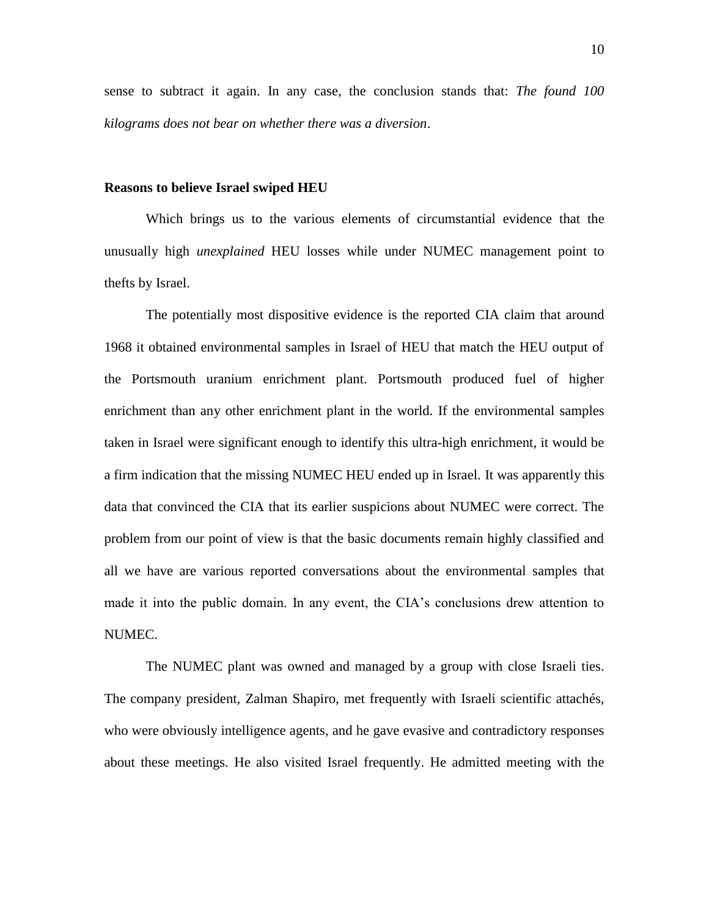sense to subtract it again. In any case, the conclusion stands that: *The found 100 kilograms does not bear on whether there was a diversion*.

**Reasons to believe Israel swiped HEU**

Which brings us to the various elements of circumstantial evidence that the unusually high *unexplained* HEU losses while under NUMEC management point to thefts by Israel.

The potentially most dispositive evidence is the reported CIA claim that around 1968 it obtained environmental samples in Israel of HEU that match the HEU output of the Portsmouth uranium enrichment plant. Portsmouth produced fuel of higher enrichment than any other enrichment plant in the world. If the environmental samples taken in Israel were significant enough to identify this ultra-high enrichment, it would be a firm indication that the missing NUMEC HEU ended up in Israel. It was apparently this data that convinced the CIA that its earlier suspicions about NUMEC were correct. The problem from our point of view is that the basic documents remain highly classified and all we have are various reported conversations about the environmental samples that made it into the public domain. In any event, the CIA's conclusions drew attention to NUMEC.

The NUMEC plant was owned and managed by a group with close Israeli ties. The company president, Zalman Shapiro, met frequently with Israeli scientific attachés, who were obviously intelligence agents, and he gave evasive and contradictory responses about these meetings. He also visited Israel frequently. He admitted meeting with the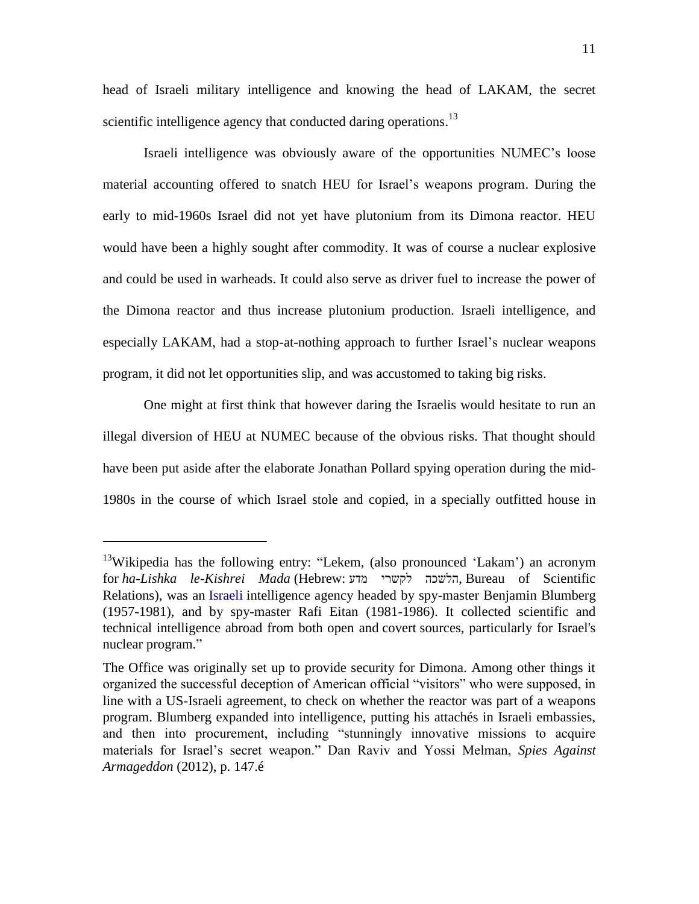head of Israeli military intelligence and knowing the head of LAKAM, the secret scientific intelligence agency that conducted daring operations.[13]

Israeli intelligence was obviously aware of the opportunities NUMEC's loose material accounting offered to snatch HEU for Israel's weapons program. During the early to mid-1960s Israel did not yet have plutonium from its Dimona reactor. HEU would have been a highly sought after commodity. It was of course a nuclear explosive and could be used in warheads. It could also serve as driver fuel to increase the power of the Dimona reactor and thus increase plutonium production. Israeli intelligence, and especially LAKAM, had a stop-at-nothing approach to further Israel's nuclear weapons program, it did not let opportunities slip, and was accustomed to taking big risks.

One might at first think that however daring the Israelis would hesitate to run an illegal diversion of HEU at NUMEC because of the obvious risks. That thought should have been put aside after the elaborate Jonathan Pollard spying operation during the mid-1980s in the course of which Israel stole and copied, in a specially outfitted house in

---

[13]Wikipedia has the following entry: "Lekem, (also pronounced 'Lakam') an acronym for *ha-Lishka le-Kishrei Mada* (Hebrew: הלשכה לקשרי מדע, Bureau of Scientific Relations), was an Israeli intelligence agency headed by spy-master Benjamin Blumberg (1957-1981), and by spy-master Rafi Eitan (1981-1986). It collected scientific and technical intelligence abroad from both open and covert sources, particularly for Israel's nuclear program."

The Office was originally set up to provide security for Dimona. Among other things it organized the successful deception of American official "visitors" who were supposed, in line with a US-Israeli agreement, to check on whether the reactor was part of a weapons program. Blumberg expanded into intelligence, putting his attachés in Israeli embassies, and then into procurement, including "stunningly innovative missions to acquire materials for Israel's secret weapon." Dan Raviv and Yossi Melman, *Spies Against Armageddon* (2012), p. 147.é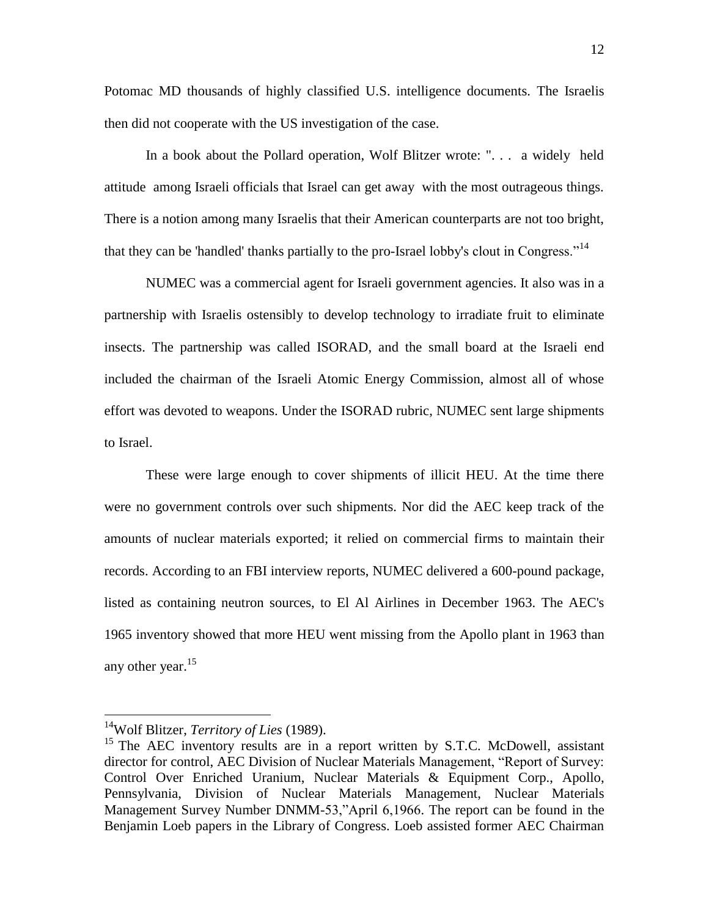Potomac MD thousands of highly classified U.S. intelligence documents. The Israelis then did not cooperate with the US investigation of the case.

In a book about the Pollard operation, Wolf Blitzer wrote: ". . .  a widely  held attitude  among Israeli officials that Israel can get away  with the most outrageous things. There is a notion among many Israelis that their American counterparts are not too bright, that they can be 'handled' thanks partially to the pro-Israel lobby's clout in Congress."[14]

NUMEC was a commercial agent for Israeli government agencies. It also was in a partnership with Israelis ostensibly to develop technology to irradiate fruit to eliminate insects. The partnership was called ISORAD, and the small board at the Israeli end included the chairman of the Israeli Atomic Energy Commission, almost all of whose effort was devoted to weapons. Under the ISORAD rubric, NUMEC sent large shipments to Israel.

These were large enough to cover shipments of illicit HEU. At the time there were no government controls over such shipments. Nor did the AEC keep track of the amounts of nuclear materials exported; it relied on commercial firms to maintain their records. According to an FBI interview reports, NUMEC delivered a 600-pound package, listed as containing neutron sources, to El Al Airlines in December 1963. The AEC's 1965 inventory showed that more HEU went missing from the Apollo plant in 1963 than any other year.[15]

---

[14]Wolf Blitzer, *Territory of Lies* (1989).

[15] The AEC inventory results are in a report written by S.T.C. McDowell, assistant director for control, AEC Division of Nuclear Materials Management, "Report of Survey: Control Over Enriched Uranium, Nuclear Materials & Equipment Corp., Apollo, Pennsylvania, Division of Nuclear Materials Management, Nuclear Materials Management Survey Number DNMM-53,"April 6,1966. The report can be found in the Benjamin Loeb papers in the Library of Congress. Loeb assisted former AEC Chairman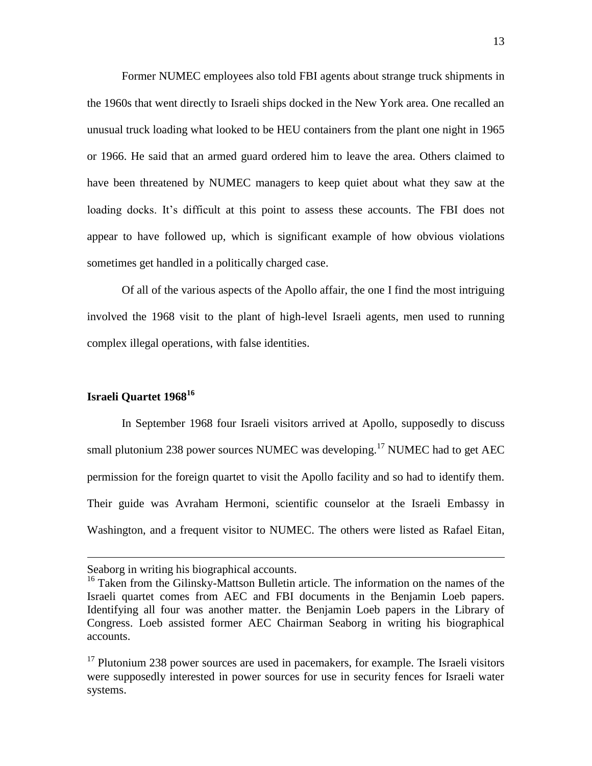Former NUMEC employees also told FBI agents about strange truck shipments in the 1960s that went directly to Israeli ships docked in the New York area. One recalled an unusual truck loading what looked to be HEU containers from the plant one night in 1965 or 1966. He said that an armed guard ordered him to leave the area. Others claimed to have been threatened by NUMEC managers to keep quiet about what they saw at the loading docks. It's difficult at this point to assess these accounts. The FBI does not appear to have followed up, which is significant example of how obvious violations sometimes get handled in a politically charged case.

Of all of the various aspects of the Apollo affair, the one I find the most intriguing involved the 1968 visit to the plant of high-level Israeli agents, men used to running complex illegal operations, with false identities.

### Israeli Quartet 1968[16]

In September 1968 four Israeli visitors arrived at Apollo, supposedly to discuss small plutonium 238 power sources NUMEC was developing.[17] NUMEC had to get AEC permission for the foreign quartet to visit the Apollo facility and so had to identify them. Their guide was Avraham Hermoni, scientific counselor at the Israeli Embassy in Washington, and a frequent visitor to NUMEC. The others were listed as Rafael Eitan,

---

Seaborg in writing his biographical accounts.

[16] Taken from the Gilinsky-Mattson Bulletin article. The information on the names of the Israeli quartet comes from AEC and FBI documents in the Benjamin Loeb papers. Identifying all four was another matter. the Benjamin Loeb papers in the Library of Congress. Loeb assisted former AEC Chairman Seaborg in writing his biographical accounts.

[17] Plutonium 238 power sources are used in pacemakers, for example. The Israeli visitors were supposedly interested in power sources for use in security fences for Israeli water systems.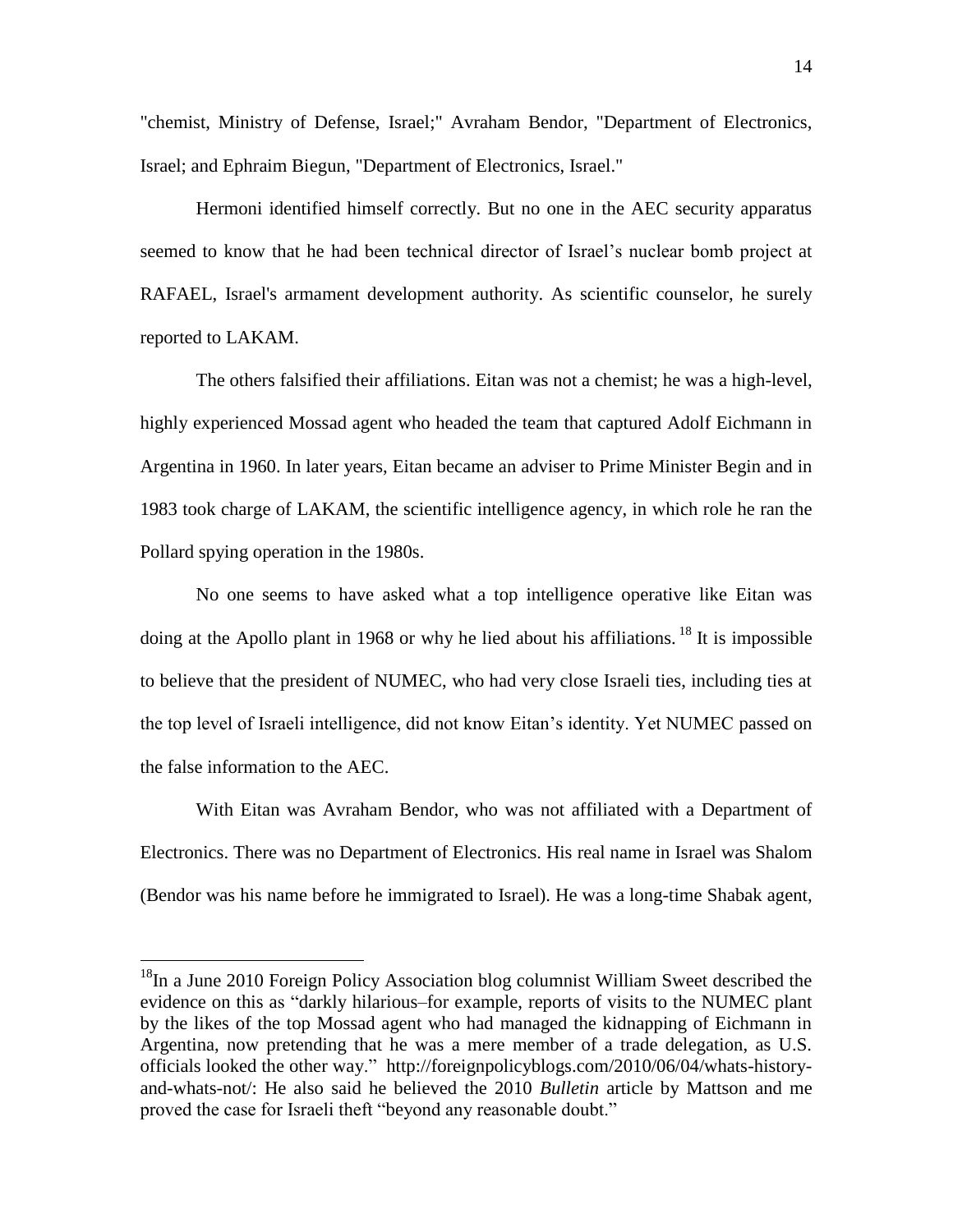"chemist, Ministry of Defense, Israel;" Avraham Bendor, "Department of Electronics, Israel; and Ephraim Biegun, "Department of Electronics, Israel."

Hermoni identified himself correctly. But no one in the AEC security apparatus seemed to know that he had been technical director of Israel's nuclear bomb project at RAFAEL, Israel's armament development authority. As scientific counselor, he surely reported to LAKAM.

The others falsified their affiliations. Eitan was not a chemist; he was a high-level, highly experienced Mossad agent who headed the team that captured Adolf Eichmann in Argentina in 1960. In later years, Eitan became an adviser to Prime Minister Begin and in 1983 took charge of LAKAM, the scientific intelligence agency, in which role he ran the Pollard spying operation in the 1980s.

No one seems to have asked what a top intelligence operative like Eitan was doing at the Apollo plant in 1968 or why he lied about his affiliations.[18] It is impossible to believe that the president of NUMEC, who had very close Israeli ties, including ties at the top level of Israeli intelligence, did not know Eitan's identity. Yet NUMEC passed on the false information to the AEC.

With Eitan was Avraham Bendor, who was not affiliated with a Department of Electronics. There was no Department of Electronics. His real name in Israel was Shalom (Bendor was his name before he immigrated to Israel). He was a long-time Shabak agent,

---

[18] In a June 2010 Foreign Policy Association blog columnist William Sweet described the evidence on this as "darkly hilarious–for example, reports of visits to the NUMEC plant by the likes of the top Mossad agent who had managed the kidnapping of Eichmann in Argentina, now pretending that he was a mere member of a trade delegation, as U.S. officials looked the other way." http://foreignpolicyblogs.com/2010/06/04/whats-history-and-whats-not/: He also said he believed the 2010 *Bulletin* article by Mattson and me proved the case for Israeli theft "beyond any reasonable doubt."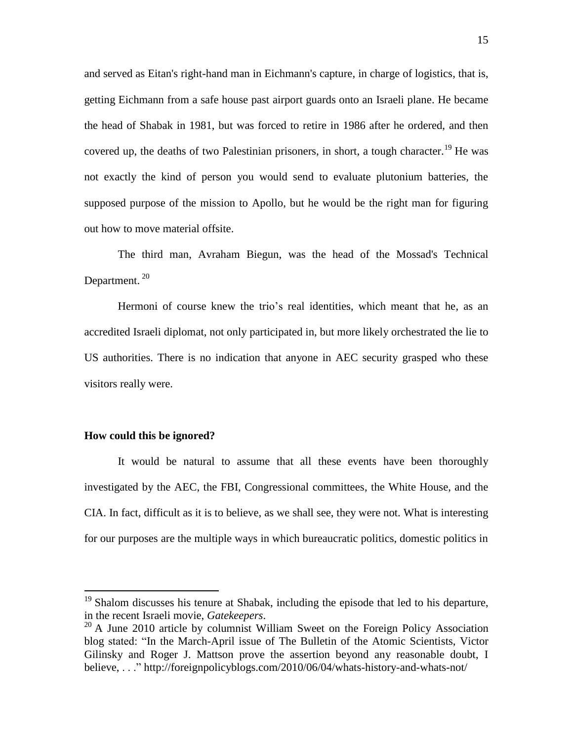and served as Eitan's right-hand man in Eichmann's capture, in charge of logistics, that is, getting Eichmann from a safe house past airport guards onto an Israeli plane. He became the head of Shabak in 1981, but was forced to retire in 1986 after he ordered, and then covered up, the deaths of two Palestinian prisoners, in short, a tough character.[19] He was not exactly the kind of person you would send to evaluate plutonium batteries, the supposed purpose of the mission to Apollo, but he would be the right man for figuring out how to move material offsite.

The third man, Avraham Biegun, was the head of the Mossad's Technical Department.[20]

Hermoni of course knew the trio's real identities, which meant that he, as an accredited Israeli diplomat, not only participated in, but more likely orchestrated the lie to US authorities. There is no indication that anyone in AEC security grasped who these visitors really were.

**How could this be ignored?**

It would be natural to assume that all these events have been thoroughly investigated by the AEC, the FBI, Congressional committees, the White House, and the CIA. In fact, difficult as it is to believe, as we shall see, they were not. What is interesting for our purposes are the multiple ways in which bureaucratic politics, domestic politics in

---

[19] Shalom discusses his tenure at Shabak, including the episode that led to his departure, in the recent Israeli movie, *Gatekeepers*.

[20] A June 2010 article by columnist William Sweet on the Foreign Policy Association blog stated: "In the March-April issue of The Bulletin of the Atomic Scientists, Victor Gilinsky and Roger J. Mattson prove the assertion beyond any reasonable doubt, I believe, . . ." http://foreignpolicyblogs.com/2010/06/04/whats-history-and-whats-not/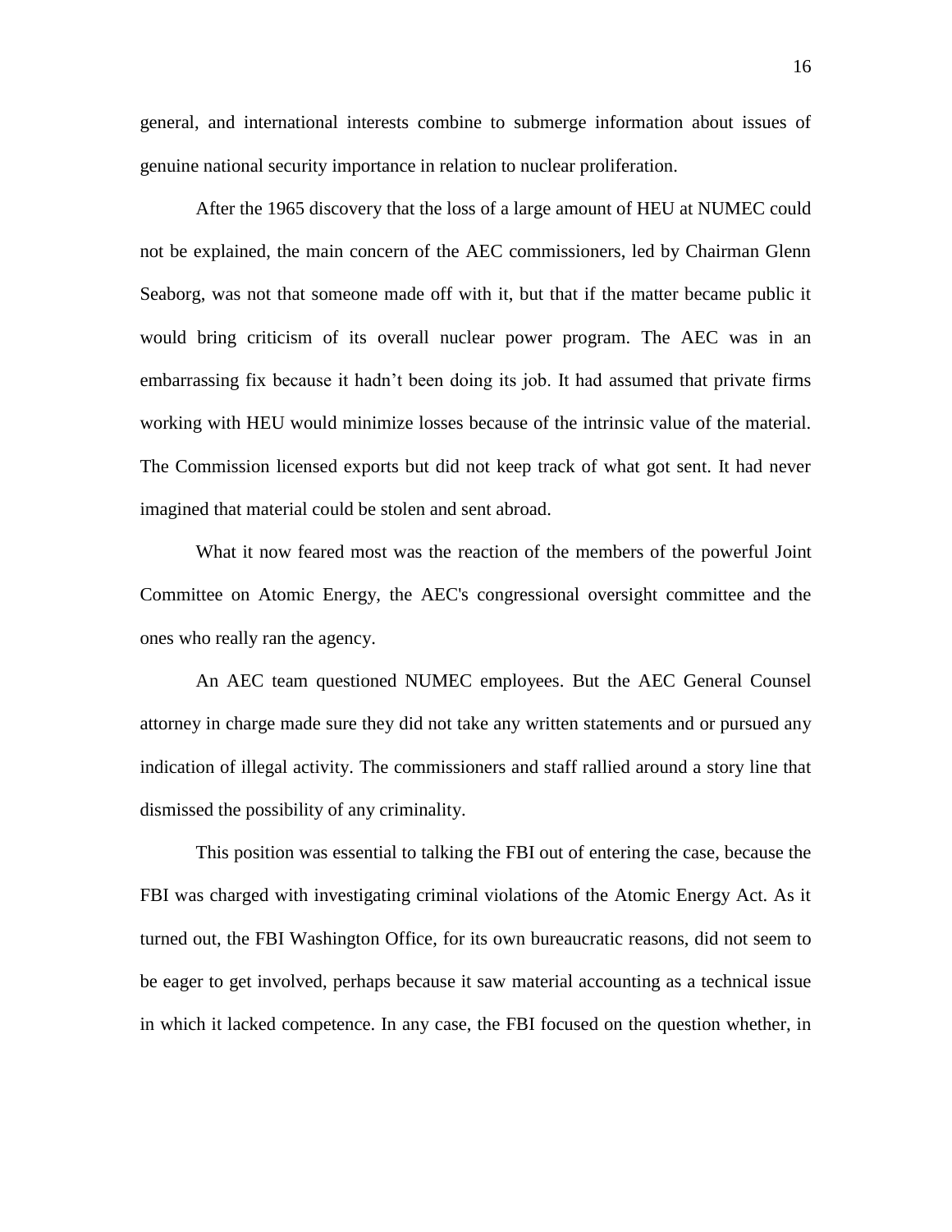general, and international interests combine to submerge information about issues of genuine national security importance in relation to nuclear proliferation.

After the 1965 discovery that the loss of a large amount of HEU at NUMEC could not be explained, the main concern of the AEC commissioners, led by Chairman Glenn Seaborg, was not that someone made off with it, but that if the matter became public it would bring criticism of its overall nuclear power program. The AEC was in an embarrassing fix because it hadn't been doing its job. It had assumed that private firms working with HEU would minimize losses because of the intrinsic value of the material. The Commission licensed exports but did not keep track of what got sent. It had never imagined that material could be stolen and sent abroad.

What it now feared most was the reaction of the members of the powerful Joint Committee on Atomic Energy, the AEC's congressional oversight committee and the ones who really ran the agency.

An AEC team questioned NUMEC employees. But the AEC General Counsel attorney in charge made sure they did not take any written statements and or pursued any indication of illegal activity. The commissioners and staff rallied around a story line that dismissed the possibility of any criminality.

This position was essential to talking the FBI out of entering the case, because the FBI was charged with investigating criminal violations of the Atomic Energy Act. As it turned out, the FBI Washington Office, for its own bureaucratic reasons, did not seem to be eager to get involved, perhaps because it saw material accounting as a technical issue in which it lacked competence. In any case, the FBI focused on the question whether, in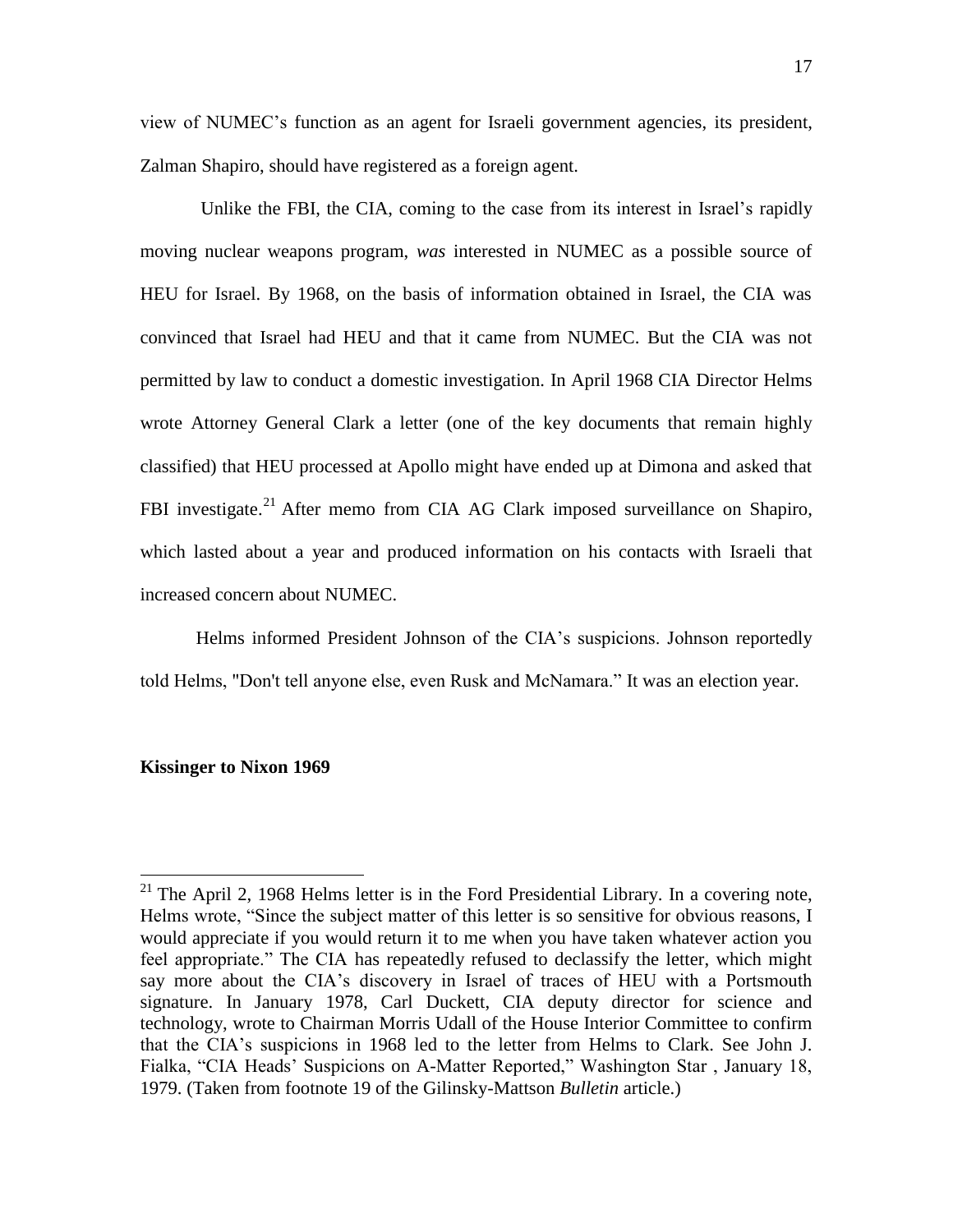view of NUMEC's function as an agent for Israeli government agencies, its president, Zalman Shapiro, should have registered as a foreign agent.

Unlike the FBI, the CIA, coming to the case from its interest in Israel's rapidly moving nuclear weapons program, *was* interested in NUMEC as a possible source of HEU for Israel. By 1968, on the basis of information obtained in Israel, the CIA was convinced that Israel had HEU and that it came from NUMEC. But the CIA was not permitted by law to conduct a domestic investigation. In April 1968 CIA Director Helms wrote Attorney General Clark a letter (one of the key documents that remain highly classified) that HEU processed at Apollo might have ended up at Dimona and asked that FBI investigate.[21] After memo from CIA AG Clark imposed surveillance on Shapiro, which lasted about a year and produced information on his contacts with Israeli that increased concern about NUMEC.

Helms informed President Johnson of the CIA's suspicions. Johnson reportedly told Helms, "Don't tell anyone else, even Rusk and McNamara." It was an election year.

**Kissinger to Nixon 1969**

---

[21] The April 2, 1968 Helms letter is in the Ford Presidential Library. In a covering note, Helms wrote, "Since the subject matter of this letter is so sensitive for obvious reasons, I would appreciate if you would return it to me when you have taken whatever action you feel appropriate." The CIA has repeatedly refused to declassify the letter, which might say more about the CIA's discovery in Israel of traces of HEU with a Portsmouth signature. In January 1978, Carl Duckett, CIA deputy director for science and technology, wrote to Chairman Morris Udall of the House Interior Committee to confirm that the CIA's suspicions in 1968 led to the letter from Helms to Clark. See John J. Fialka, "CIA Heads' Suspicions on A-Matter Reported," Washington Star , January 18, 1979. (Taken from footnote 19 of the Gilinsky-Mattson *Bulletin* article.)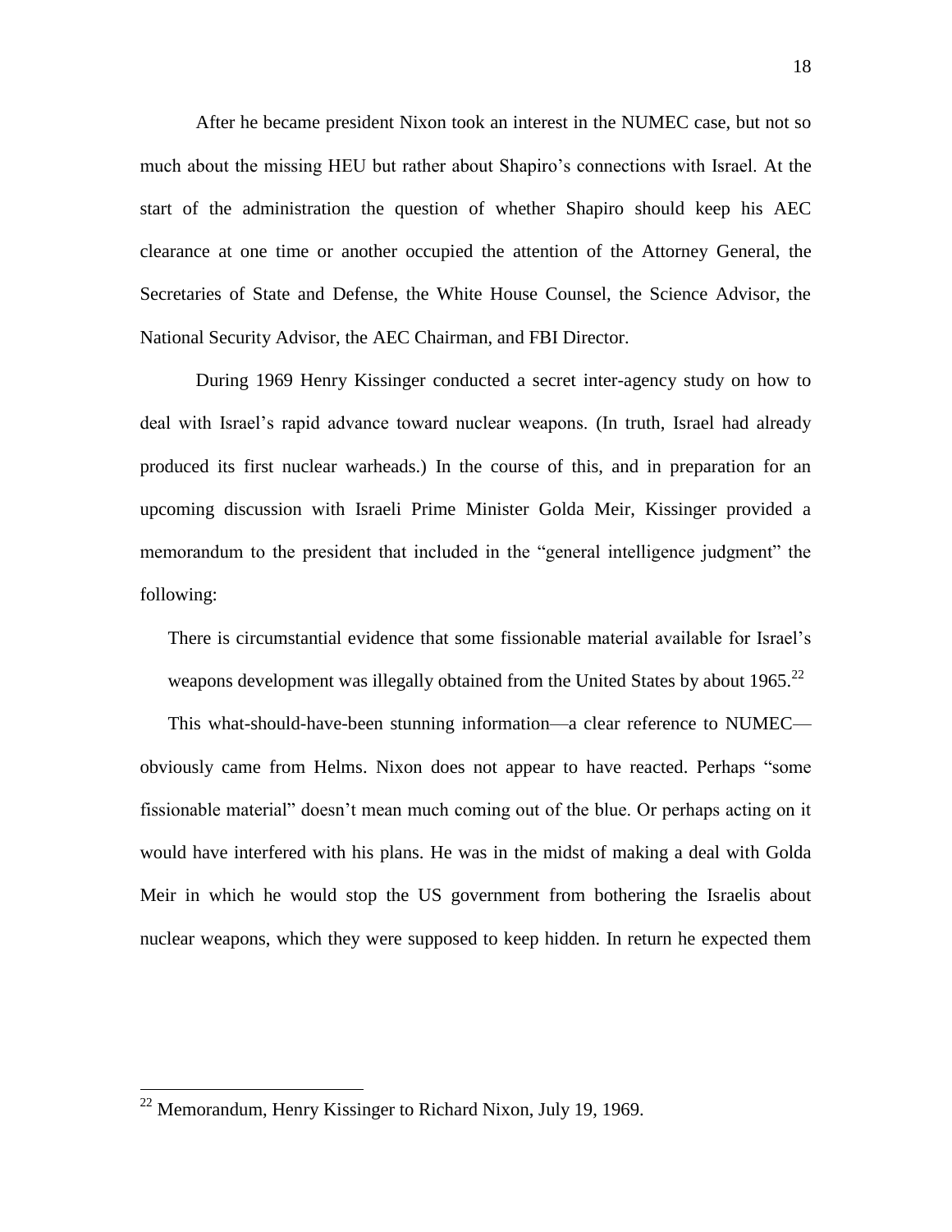After he became president Nixon took an interest in the NUMEC case, but not so much about the missing HEU but rather about Shapiro's connections with Israel. At the start of the administration the question of whether Shapiro should keep his AEC clearance at one time or another occupied the attention of the Attorney General, the Secretaries of State and Defense, the White House Counsel, the Science Advisor, the National Security Advisor, the AEC Chairman, and FBI Director.

During 1969 Henry Kissinger conducted a secret inter-agency study on how to deal with Israel's rapid advance toward nuclear weapons. (In truth, Israel had already produced its first nuclear warheads.) In the course of this, and in preparation for an upcoming discussion with Israeli Prime Minister Golda Meir, Kissinger provided a memorandum to the president that included in the "general intelligence judgment" the following:

> There is circumstantial evidence that some fissionable material available for Israel's weapons development was illegally obtained from the United States by about 1965.[22]

This what-should-have-been stunning information—a clear reference to NUMEC—obviously came from Helms. Nixon does not appear to have reacted. Perhaps "some fissionable material" doesn't mean much coming out of the blue. Or perhaps acting on it would have interfered with his plans. He was in the midst of making a deal with Golda Meir in which he would stop the US government from bothering the Israelis about nuclear weapons, which they were supposed to keep hidden. In return he expected them

---

[22] Memorandum, Henry Kissinger to Richard Nixon, July 19, 1969.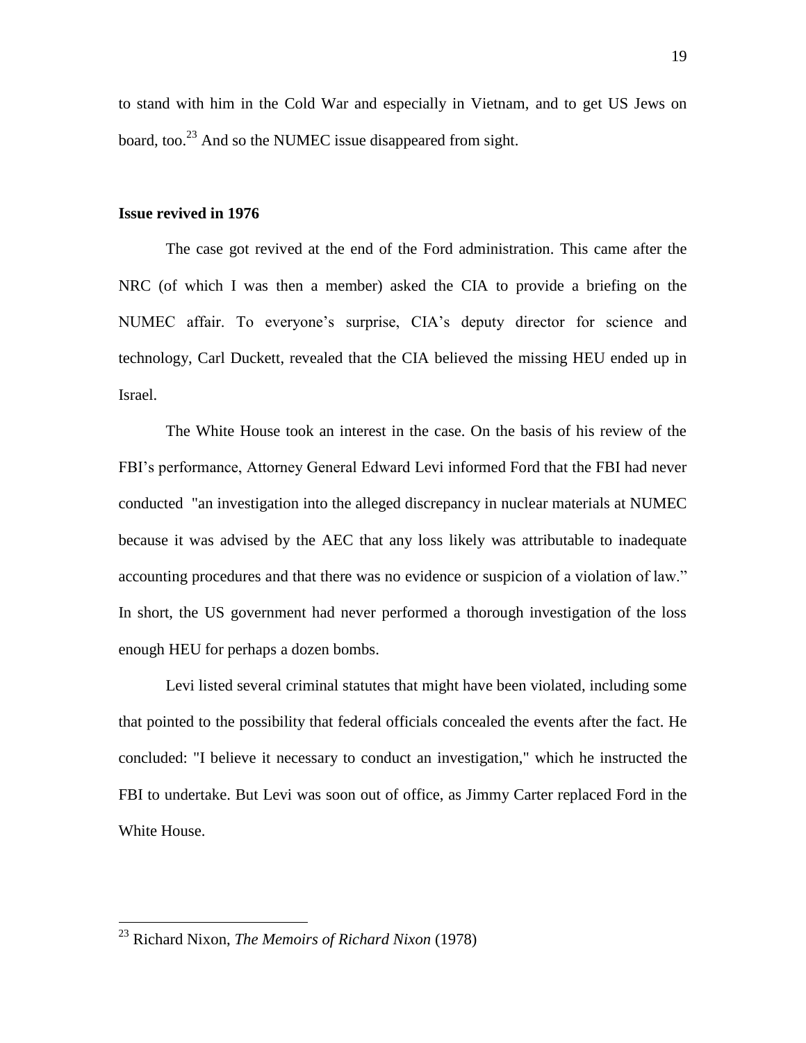to stand with him in the Cold War and especially in Vietnam, and to get US Jews on board, too.[23] And so the NUMEC issue disappeared from sight.

**Issue revived in 1976**

The case got revived at the end of the Ford administration. This came after the NRC (of which I was then a member) asked the CIA to provide a briefing on the NUMEC affair. To everyone's surprise, CIA's deputy director for science and technology, Carl Duckett, revealed that the CIA believed the missing HEU ended up in Israel.

The White House took an interest in the case. On the basis of his review of the FBI's performance, Attorney General Edward Levi informed Ford that the FBI had never conducted "an investigation into the alleged discrepancy in nuclear materials at NUMEC because it was advised by the AEC that any loss likely was attributable to inadequate accounting procedures and that there was no evidence or suspicion of a violation of law." In short, the US government had never performed a thorough investigation of the loss enough HEU for perhaps a dozen bombs.

Levi listed several criminal statutes that might have been violated, including some that pointed to the possibility that federal officials concealed the events after the fact. He concluded: "I believe it necessary to conduct an investigation," which he instructed the FBI to undertake. But Levi was soon out of office, as Jimmy Carter replaced Ford in the White House.

---

[23] Richard Nixon, *The Memoirs of Richard Nixon* (1978)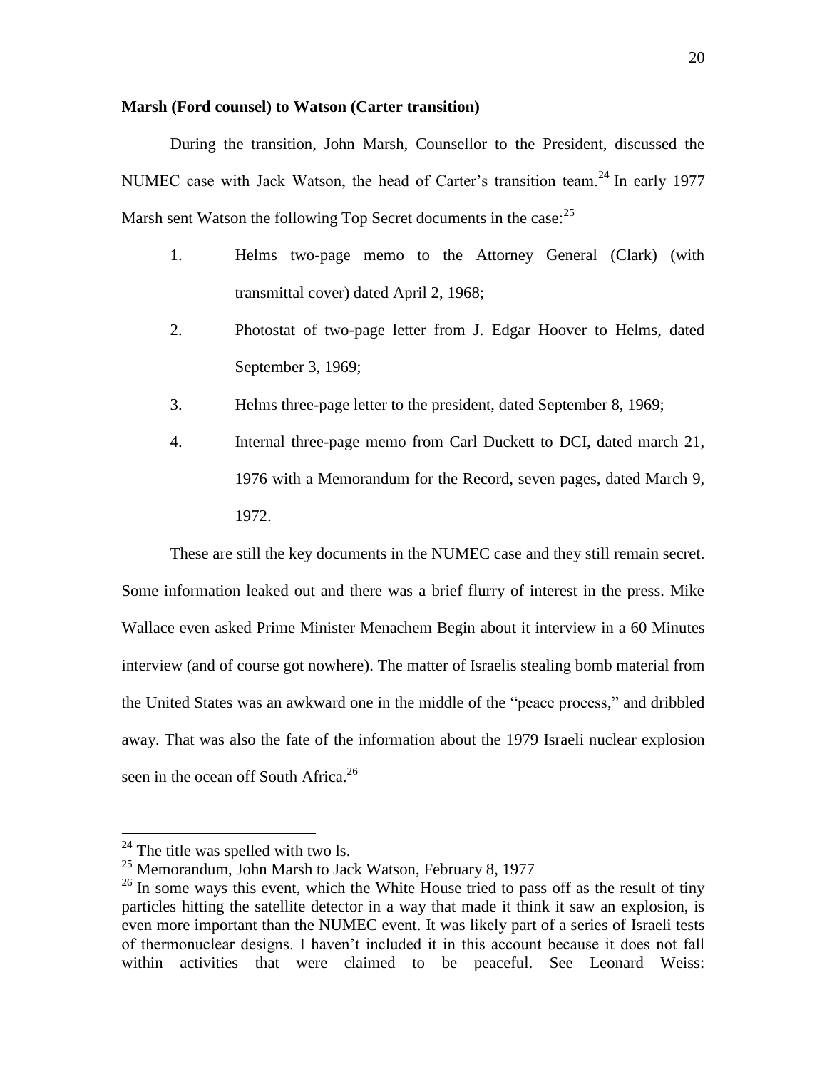**Marsh (Ford counsel) to Watson (Carter transition)**

During the transition, John Marsh, Counsellor to the President, discussed the NUMEC case with Jack Watson, the head of Carter's transition team.[24] In early 1977 Marsh sent Watson the following Top Secret documents in the case:[25]

1. Helms two-page memo to the Attorney General (Clark) (with transmittal cover) dated April 2, 1968;
2. Photostat of two-page letter from J. Edgar Hoover to Helms, dated September 3, 1969;
3. Helms three-page letter to the president, dated September 8, 1969;
4. Internal three-page memo from Carl Duckett to DCI, dated march 21, 1976 with a Memorandum for the Record, seven pages, dated March 9, 1972.

These are still the key documents in the NUMEC case and they still remain secret. Some information leaked out and there was a brief flurry of interest in the press. Mike Wallace even asked Prime Minister Menachem Begin about it interview in a 60 Minutes interview (and of course got nowhere). The matter of Israelis stealing bomb material from the United States was an awkward one in the middle of the "peace process," and dribbled away. That was also the fate of the information about the 1979 Israeli nuclear explosion seen in the ocean off South Africa.[26]

---

[24] The title was spelled with two ls.

[25] Memorandum, John Marsh to Jack Watson, February 8, 1977

[26] In some ways this event, which the White House tried to pass off as the result of tiny particles hitting the satellite detector in a way that made it think it saw an explosion, is even more important than the NUMEC event. It was likely part of a series of Israeli tests of thermonuclear designs. I haven't included it in this account because it does not fall within activities that were claimed to be peaceful. See Leonard Weiss: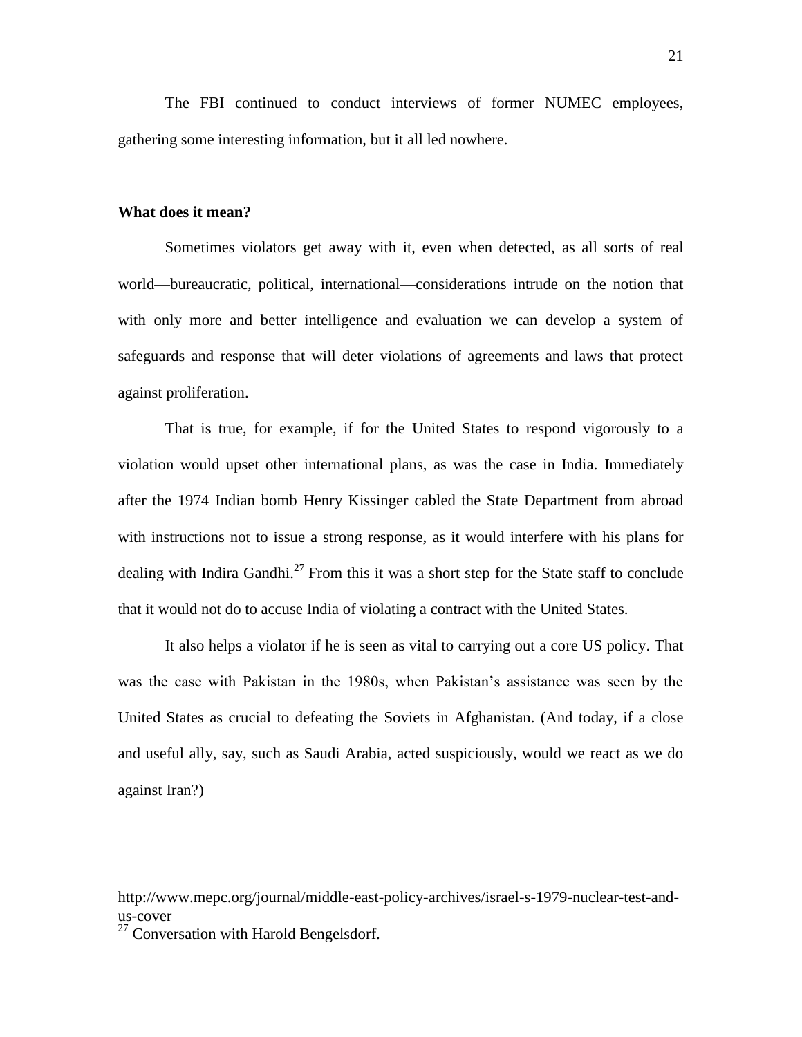The FBI continued to conduct interviews of former NUMEC employees, gathering some interesting information, but it all led nowhere.

**What does it mean?**

Sometimes violators get away with it, even when detected, as all sorts of real world—bureaucratic, political, international—considerations intrude on the notion that with only more and better intelligence and evaluation we can develop a system of safeguards and response that will deter violations of agreements and laws that protect against proliferation.

That is true, for example, if for the United States to respond vigorously to a violation would upset other international plans, as was the case in India. Immediately after the 1974 Indian bomb Henry Kissinger cabled the State Department from abroad with instructions not to issue a strong response, as it would interfere with his plans for dealing with Indira Gandhi.[27] From this it was a short step for the State staff to conclude that it would not do to accuse India of violating a contract with the United States.

It also helps a violator if he is seen as vital to carrying out a core US policy. That was the case with Pakistan in the 1980s, when Pakistan's assistance was seen by the United States as crucial to defeating the Soviets in Afghanistan. (And today, if a close and useful ally, say, such as Saudi Arabia, acted suspiciously, would we react as we do against Iran?)

---

http://www.mepc.org/journal/middle-east-policy-archives/israel-s-1979-nuclear-test-and-us-cover

[27] Conversation with Harold Bengelsdorf.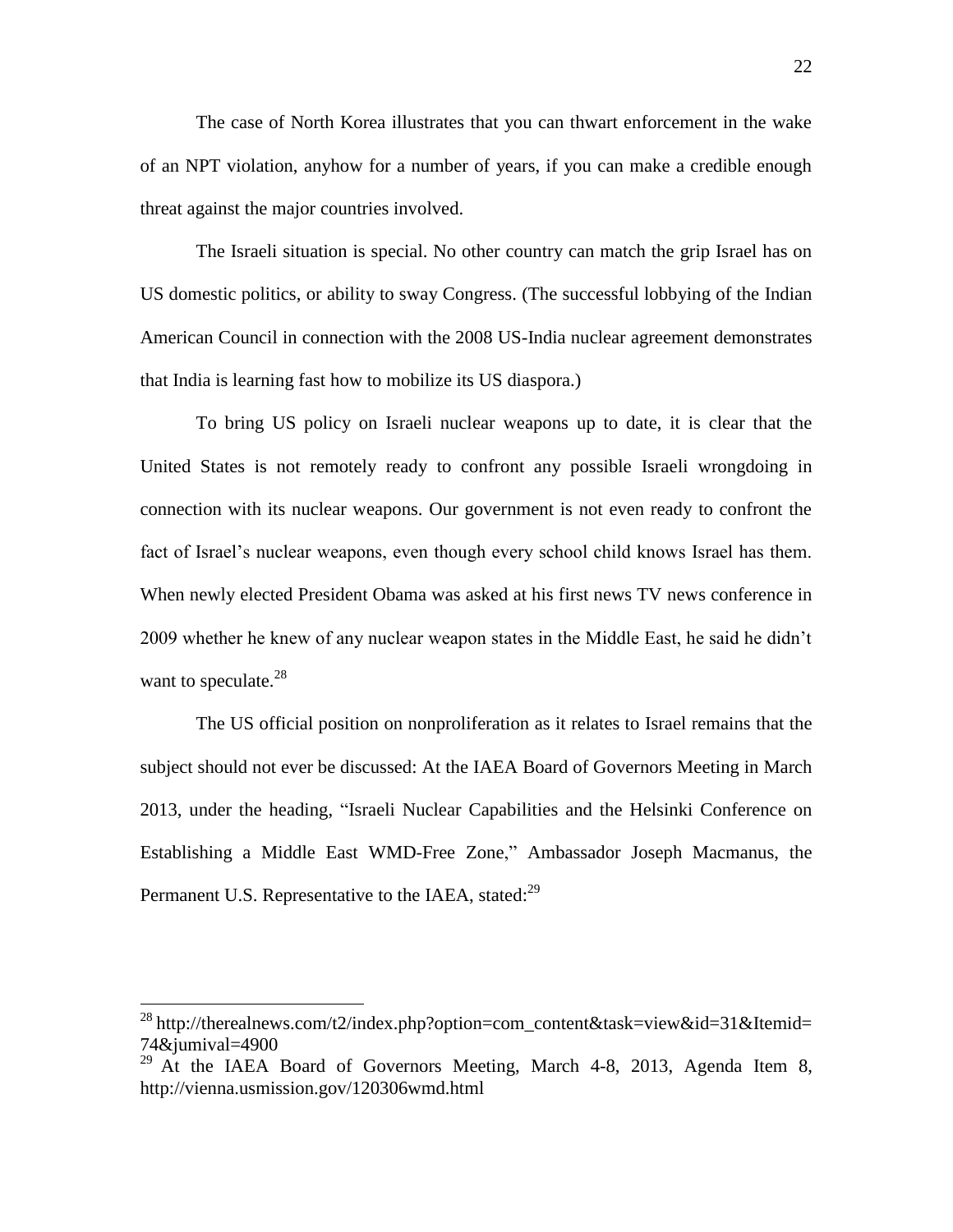The case of North Korea illustrates that you can thwart enforcement in the wake of an NPT violation, anyhow for a number of years, if you can make a credible enough threat against the major countries involved.

The Israeli situation is special. No other country can match the grip Israel has on US domestic politics, or ability to sway Congress. (The successful lobbying of the Indian American Council in connection with the 2008 US-India nuclear agreement demonstrates that India is learning fast how to mobilize its US diaspora.)

To bring US policy on Israeli nuclear weapons up to date, it is clear that the United States is not remotely ready to confront any possible Israeli wrongdoing in connection with its nuclear weapons. Our government is not even ready to confront the fact of Israel's nuclear weapons, even though every school child knows Israel has them. When newly elected President Obama was asked at his first news TV news conference in 2009 whether he knew of any nuclear weapon states in the Middle East, he said he didn't want to speculate.[28]

The US official position on nonproliferation as it relates to Israel remains that the subject should not ever be discussed: At the IAEA Board of Governors Meeting in March 2013, under the heading, "Israeli Nuclear Capabilities and the Helsinki Conference on Establishing a Middle East WMD-Free Zone," Ambassador Joseph Macmanus, the Permanent U.S. Representative to the IAEA, stated:[29]

---

[28] http://therealnews.com/t2/index.php?option=com_content&task=view&id=31&Itemid=74&jumival=4900

[29] At the IAEA Board of Governors Meeting, March 4-8, 2013, Agenda Item 8, http://vienna.usmission.gov/120306wmd.html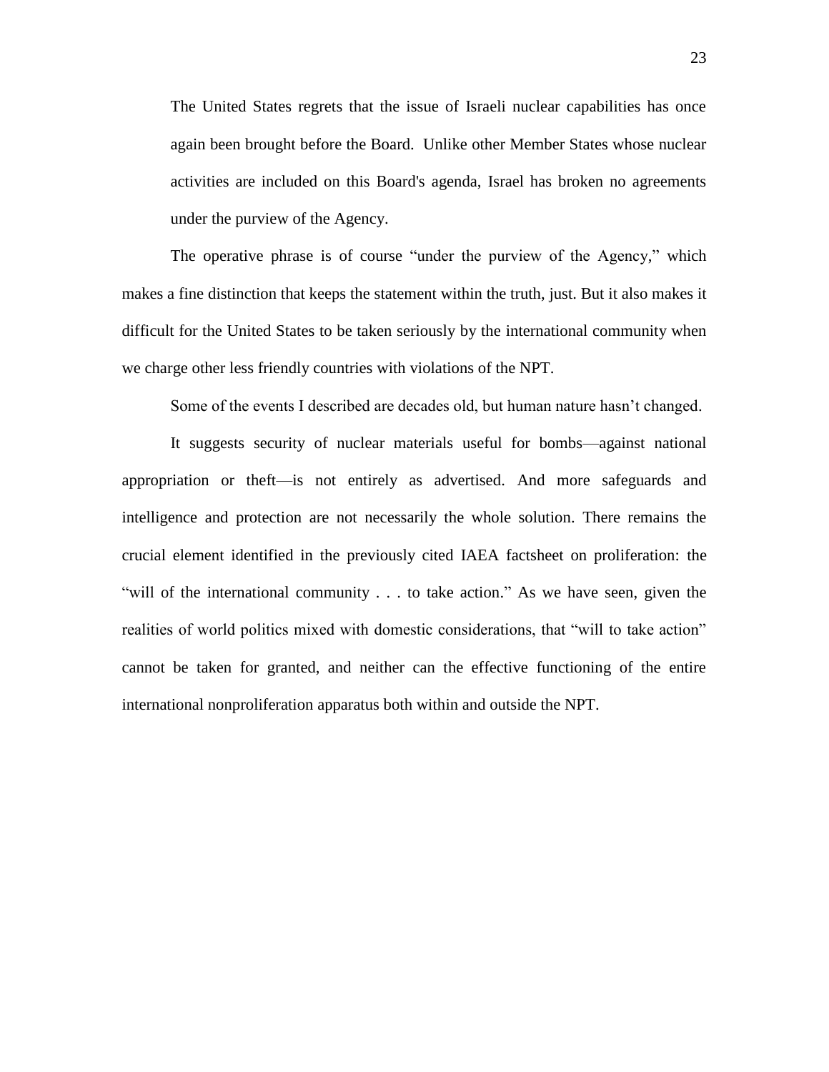> The United States regrets that the issue of Israeli nuclear capabilities has once again been brought before the Board. Unlike other Member States whose nuclear activities are included on this Board's agenda, Israel has broken no agreements under the purview of the Agency.

The operative phrase is of course "under the purview of the Agency," which makes a fine distinction that keeps the statement within the truth, just. But it also makes it difficult for the United States to be taken seriously by the international community when we charge other less friendly countries with violations of the NPT.

Some of the events I described are decades old, but human nature hasn't changed.

It suggests security of nuclear materials useful for bombs—against national appropriation or theft—is not entirely as advertised. And more safeguards and intelligence and protection are not necessarily the whole solution. There remains the crucial element identified in the previously cited IAEA factsheet on proliferation: the "will of the international community . . . to take action." As we have seen, given the realities of world politics mixed with domestic considerations, that "will to take action" cannot be taken for granted, and neither can the effective functioning of the entire international nonproliferation apparatus both within and outside the NPT.